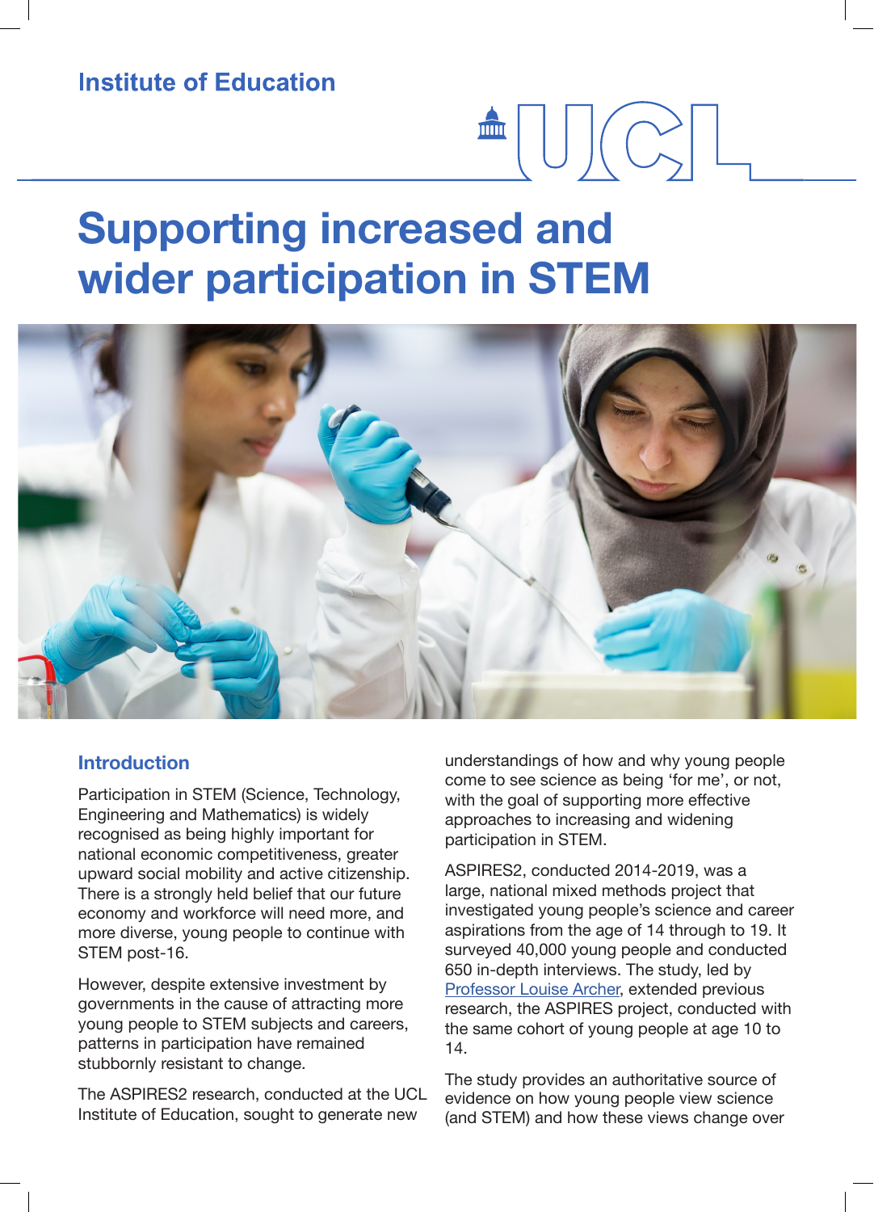Institute of Education

# Supporting increased and wider participation in STEM

## Introduction

Participation in STEM (Science, Technology, Engineering and Mathematics) is widely recognised as being highly important for national economic competitiveness, greater upward social mobility and active citizenship. There is a strongly held belief that our future economy and workforce will need more, and more diverse, young people to continue with STEM post-16.

However, despite extensive investment by governments in the cause of attracting more young people to STEM subjects and careers, patterns in participation have remained stubbornly resistant to change.

The ASPIRES2 research, conducted at the UCL Institute of Education, sought to generate new understandings of how and why young people come to see science as being 'for me', or not, with the goal of supporting more effective approaches to increasing and widening participation in STEM.

ASPIRES2, conducted 2014-2019, was a large, national mixed methods project that investigated young people's science and career aspirations from the age of 14 through to 19. It surveyed 40,000 young people and conducted 650 in-depth interviews. The study, led by Professor Louise Archer, extended previous research, the ASPIRES project, conducted with the same cohort of young people at age 10 to 14.

The study provides an authoritative source of evidence on how young people view science (and STEM) and how these views change over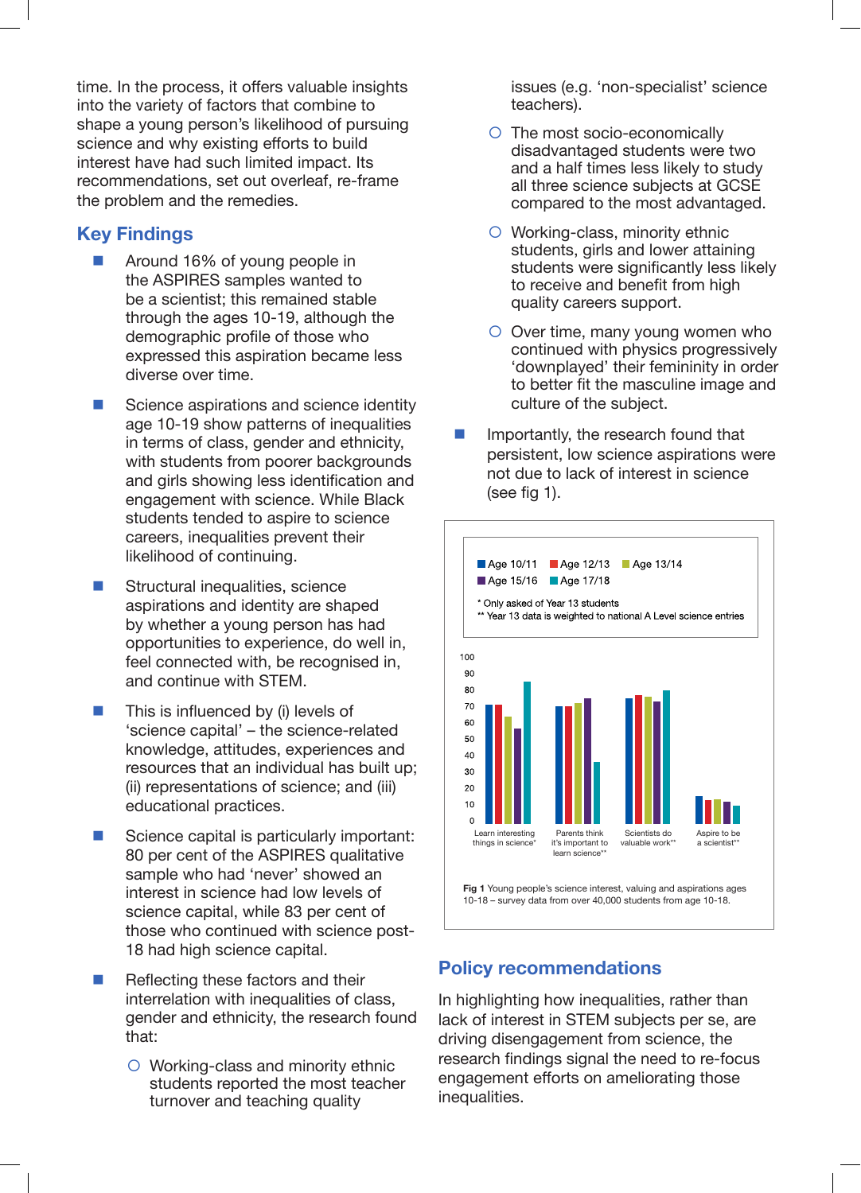time. In the process, it offers valuable insights into the variety of factors that combine to shape a young person's likelihood of pursuing science and why existing efforts to build interest have had such limited impact. Its recommendations, set out overleaf, re-frame the problem and the remedies.

## Key Findings

- Around 16% of young people in the ASPIRES samples wanted to be a scientist; this remained stable through the ages 10-19, although the demographic profile of those who expressed this aspiration became less diverse over time.
- Science aspirations and science identity age 10-19 show patterns of inequalities in terms of class, gender and ethnicity, with students from poorer backgrounds and girls showing less identification and engagement with science. While Black students tended to aspire to science careers, inequalities prevent their likelihood of continuing.
- Structural inequalities, science aspirations and identity are shaped by whether a young person has had opportunities to experience, do well in, feel connected with, be recognised in, and continue with STEM.
- This is influenced by (i) levels of 'science capital' – the science-related knowledge, attitudes, experiences and resources that an individual has built up; (ii) representations of science; and (iii) educational practices.
- Science capital is particularly important: 80 per cent of the ASPIRES qualitative sample who had 'never' showed an interest in science had low levels of science capital, while 83 per cent of those who continued with science post-18 had high science capital.
- Reflecting these factors and their interrelation with inequalities of class, gender and ethnicity, the research found that:
  - Working-class and minority ethnic students reported the most teacher turnover and teaching quality issues (e.g. 'non-specialist' science teachers).
  - The most socio-economically disadvantaged students were two and a half times less likely to study all three science subjects at GCSE compared to the most advantaged.
  - Working-class, minority ethnic students, girls and lower attaining students were significantly less likely to receive and benefit from high quality careers support.
  - Over time, many young women who continued with physics progressively 'downplayed' their femininity in order to better fit the masculine image and culture of the subject.
- Importantly, the research found that persistent, low science aspirations were not due to lack of interest in science (see fig 1).

| | Age 10/11 | Age 12/13 | Age 13/14 | Age 15/16 | Age 17/18 |
|---|---|---|---|---|---|
| Learn interesting things in science* | ~72 | ~72 | ~65 | ~57 | ~86 |
| Parents think it's important to learn science** | ~71 | ~71 | ~73 | ~76 | ~37 |
| Scientists do valuable work** | ~76 | ~78 | ~77 | ~74 | ~81 |
| Aspire to be a scientist** | ~16 | ~14 | ~14 | ~13 | ~11 |

\* Only asked of Year 13 students
\** Year 13 data is weighted to national A Level science entries

Fig 1 Young people's science interest, valuing and aspirations ages 10-18 – survey data from over 40,000 students from age 10-18.

## Policy recommendations

In highlighting how inequalities, rather than lack of interest in STEM subjects per se, are driving disengagement from science, the research findings signal the need to re-focus engagement efforts on ameliorating those inequalities.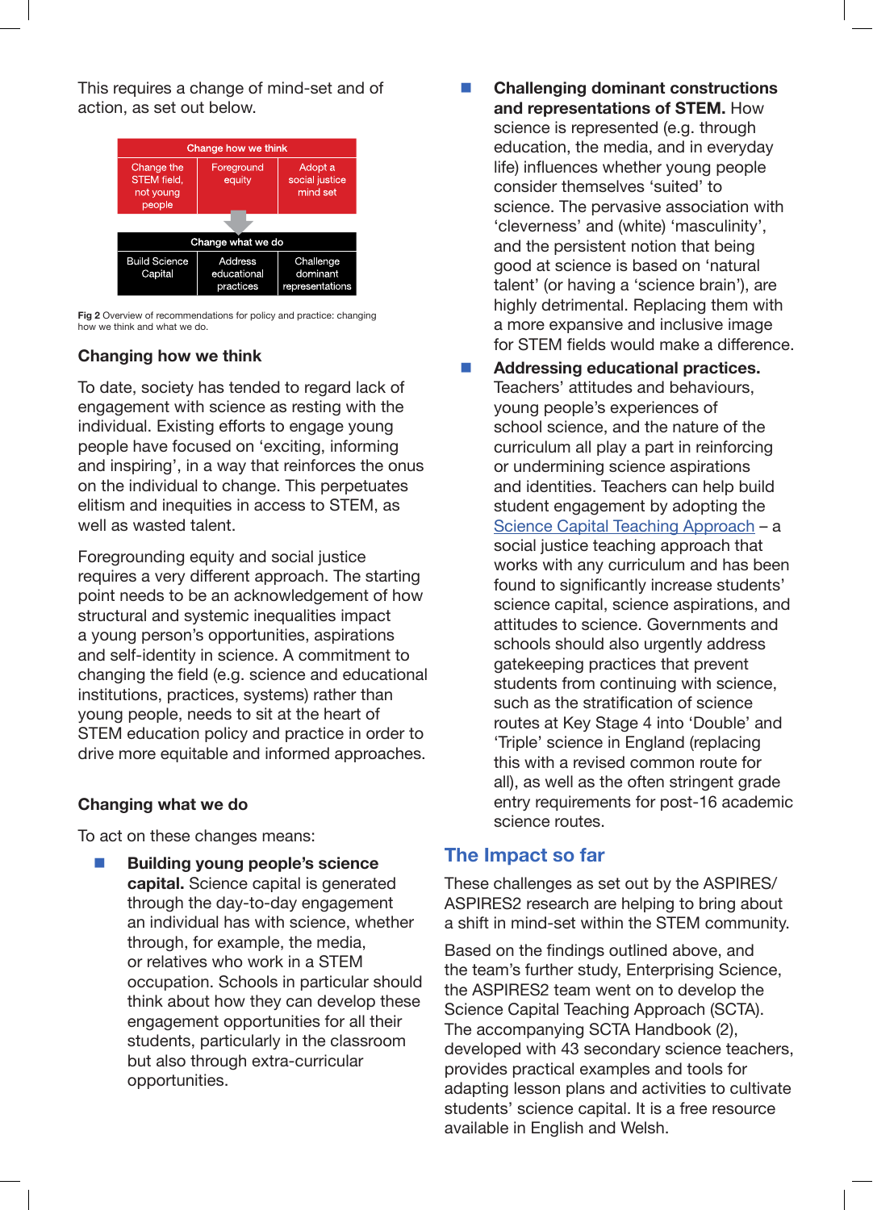This requires a change of mind-set and of action, as set out below.

| Change how we think | | |
| --- | --- | --- |
| Change the STEM field, not young people | Foreground equity | Adopt a social justice mind set |
| **Change what we do** | | |
| Build Science Capital | Address educational practices | Challenge dominant representations |

**Fig 2** Overview of recommendations for policy and practice: changing how we think and what we do.

### Changing how we think

To date, society has tended to regard lack of engagement with science as resting with the individual. Existing efforts to engage young people have focused on 'exciting, informing and inspiring', in a way that reinforces the onus on the individual to change. This perpetuates elitism and inequities in access to STEM, as well as wasted talent.

Foregrounding equity and social justice requires a very different approach. The starting point needs to be an acknowledgement of how structural and systemic inequalities impact a young person's opportunities, aspirations and self-identity in science. A commitment to changing the field (e.g. science and educational institutions, practices, systems) rather than young people, needs to sit at the heart of STEM education policy and practice in order to drive more equitable and informed approaches.

### Changing what we do

To act on these changes means:

- **Building young people's science capital.** Science capital is generated through the day-to-day engagement an individual has with science, whether through, for example, the media, or relatives who work in a STEM occupation. Schools in particular should think about how they can develop these engagement opportunities for all their students, particularly in the classroom but also through extra-curricular opportunities.
- **Challenging dominant constructions and representations of STEM.** How science is represented (e.g. through education, the media, and in everyday life) influences whether young people consider themselves 'suited' to science. The pervasive association with 'cleverness' and (white) 'masculinity', and the persistent notion that being good at science is based on 'natural talent' (or having a 'science brain'), are highly detrimental. Replacing them with a more expansive and inclusive image for STEM fields would make a difference.
- **Addressing educational practices.** Teachers' attitudes and behaviours, young people's experiences of school science, and the nature of the curriculum all play a part in reinforcing or undermining science aspirations and identities. Teachers can help build student engagement by adopting the Science Capital Teaching Approach – a social justice teaching approach that works with any curriculum and has been found to significantly increase students' science capital, science aspirations, and attitudes to science. Governments and schools should also urgently address gatekeeping practices that prevent students from continuing with science, such as the stratification of science routes at Key Stage 4 into 'Double' and 'Triple' science in England (replacing this with a revised common route for all), as well as the often stringent grade entry requirements for post-16 academic science routes.

## The Impact so far

These challenges as set out by the ASPIRES/ ASPIRES2 research are helping to bring about a shift in mind-set within the STEM community.

Based on the findings outlined above, and the team's further study, Enterprising Science, the ASPIRES2 team went on to develop the Science Capital Teaching Approach (SCTA). The accompanying SCTA Handbook (2), developed with 43 secondary science teachers, provides practical examples and tools for adapting lesson plans and activities to cultivate students' science capital. It is a free resource available in English and Welsh.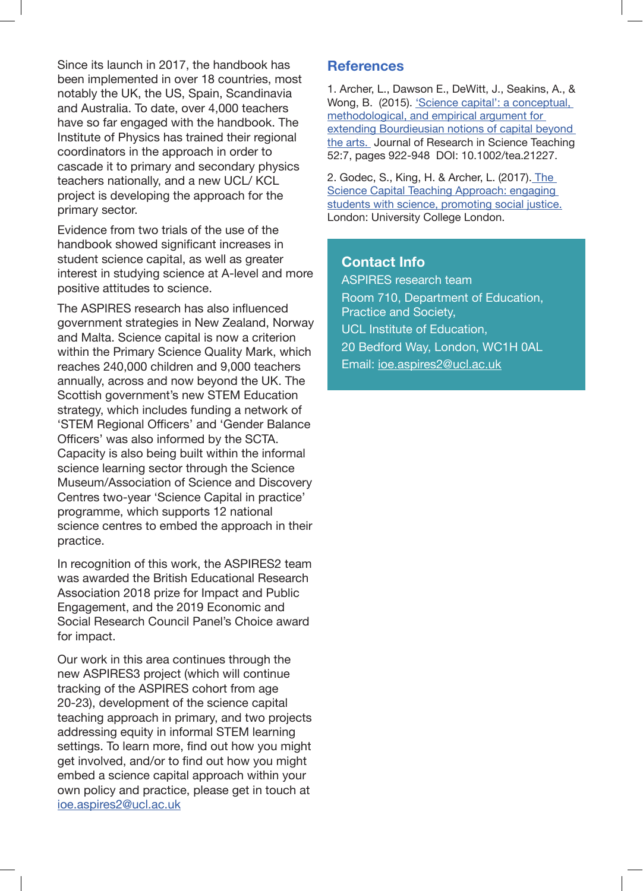Since its launch in 2017, the handbook has been implemented in over 18 countries, most notably the UK, the US, Spain, Scandinavia and Australia. To date, over 4,000 teachers have so far engaged with the handbook. The Institute of Physics has trained their regional coordinators in the approach in order to cascade it to primary and secondary physics teachers nationally, and a new UCL/ KCL project is developing the approach for the primary sector.

Evidence from two trials of the use of the handbook showed significant increases in student science capital, as well as greater interest in studying science at A-level and more positive attitudes to science.

The ASPIRES research has also influenced government strategies in New Zealand, Norway and Malta. Science capital is now a criterion within the Primary Science Quality Mark, which reaches 240,000 children and 9,000 teachers annually, across and now beyond the UK. The Scottish government's new STEM Education strategy, which includes funding a network of 'STEM Regional Officers' and 'Gender Balance Officers' was also informed by the SCTA. Capacity is also being built within the informal science learning sector through the Science Museum/Association of Science and Discovery Centres two-year 'Science Capital in practice' programme, which supports 12 national science centres to embed the approach in their practice.

In recognition of this work, the ASPIRES2 team was awarded the British Educational Research Association 2018 prize for Impact and Public Engagement, and the 2019 Economic and Social Research Council Panel's Choice award for impact.

Our work in this area continues through the new ASPIRES3 project (which will continue tracking of the ASPIRES cohort from age 20-23), development of the science capital teaching approach in primary, and two projects addressing equity in informal STEM learning settings. To learn more, find out how you might get involved, and/or to find out how you might embed a science capital approach within your own policy and practice, please get in touch at ioe.aspires2@ucl.ac.uk

## References

1. Archer, L., Dawson E., DeWitt, J., Seakins, A., & Wong, B. (2015). 'Science capital': a conceptual, methodological, and empirical argument for extending Bourdieusian notions of capital beyond the arts. Journal of Research in Science Teaching 52:7, pages 922-948 DOI: 10.1002/tea.21227.

2. Godec, S., King, H. & Archer, L. (2017). The Science Capital Teaching Approach: engaging students with science, promoting social justice. London: University College London.

## Contact Info

ASPIRES research team

Room 710, Department of Education, Practice and Society,

UCL Institute of Education,

20 Bedford Way, London, WC1H 0AL

Email: ioe.aspires2@ucl.ac.uk